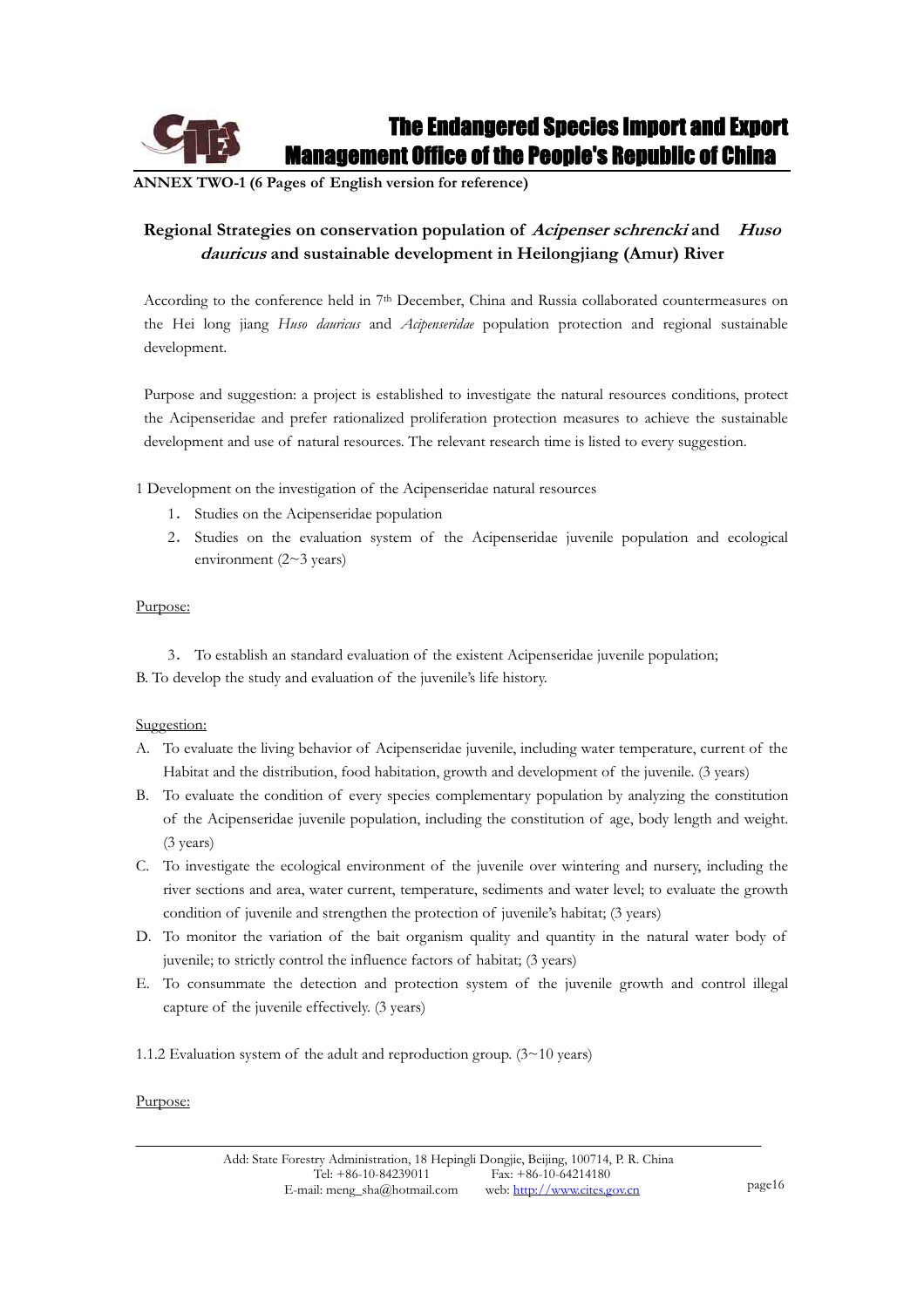ANNEX TWO-1 (6 Pages of English version for reference)

## Regional Strategies on conservation population of *Acipenser schrencki* and *Huso dauricus* and sustainable development in Heilongjiang (Amur) River

According to the conference held in 7th December, China and Russia collaborated countermeasures on the Hei long jiang *Huso dauricus* and *Acipenseridae* population protection and regional sustainable development.

Purpose and suggestion: a project is established to investigate the natural resources conditions, protect the Acipenseridae and prefer rationalized proliferation protection measures to achieve the sustainable development and use of natural resources. The relevant research time is listed to every suggestion.

1 Development on the investigation of the Acipenseridae natural resources

1. Studies on the Acipenseridae population
2. Studies on the evaluation system of the Acipenseridae juvenile population and ecological environment (2~3 years)

Purpose:

3. To establish an standard evaluation of the existent Acipenseridae juvenile population;

B. To develop the study and evaluation of the juvenile's life history.

Suggestion:

A. To evaluate the living behavior of Acipenseridae juvenile, including water temperature, current of the Habitat and the distribution, food habitation, growth and development of the juvenile. (3 years)
B. To evaluate the condition of every species complementary population by analyzing the constitution of the Acipenseridae juvenile population, including the constitution of age, body length and weight. (3 years)
C. To investigate the ecological environment of the juvenile over wintering and nursery, including the river sections and area, water current, temperature, sediments and water level; to evaluate the growth condition of juvenile and strengthen the protection of juvenile's habitat; (3 years)
D. To monitor the variation of the bait organism quality and quantity in the natural water body of juvenile; to strictly control the influence factors of habitat; (3 years)
E. To consummate the detection and protection system of the juvenile growth and control illegal capture of the juvenile effectively. (3 years)

1.1.2 Evaluation system of the adult and reproduction group. (3~10 years)

Purpose: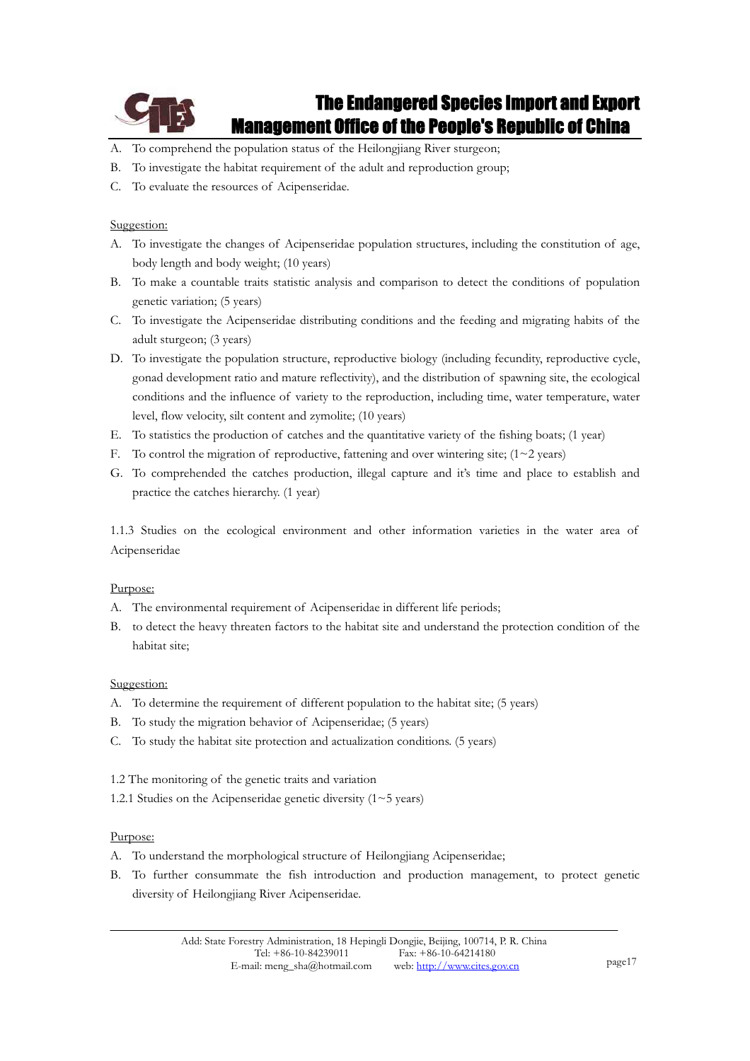A. To comprehend the population status of the Heilongjiang River sturgeon;
B. To investigate the habitat requirement of the adult and reproduction group;
C. To evaluate the resources of Acipenseridae.

Suggestion:

A. To investigate the changes of Acipenseridae population structures, including the constitution of age, body length and body weight; (10 years)
B. To make a countable traits statistic analysis and comparison to detect the conditions of population genetic variation; (5 years)
C. To investigate the Acipenseridae distributing conditions and the feeding and migrating habits of the adult sturgeon; (3 years)
D. To investigate the population structure, reproductive biology (including fecundity, reproductive cycle, gonad development ratio and mature reflectivity), and the distribution of spawning site, the ecological conditions and the influence of variety to the reproduction, including time, water temperature, water level, flow velocity, silt content and zymolite; (10 years)
E. To statistics the production of catches and the quantitative variety of the fishing boats; (1 year)
F. To control the migration of reproductive, fattening and over wintering site; (1~2 years)
G. To comprehended the catches production, illegal capture and it's time and place to establish and practice the catches hierarchy. (1 year)

1.1.3 Studies on the ecological environment and other information varieties in the water area of Acipenseridae

Purpose:

A. The environmental requirement of Acipenseridae in different life periods;
B. to detect the heavy threaten factors to the habitat site and understand the protection condition of the habitat site;

Suggestion:

A. To determine the requirement of different population to the habitat site; (5 years)
B. To study the migration behavior of Acipenseridae; (5 years)
C. To study the habitat site protection and actualization conditions. (5 years)

1.2 The monitoring of the genetic traits and variation

1.2.1 Studies on the Acipenseridae genetic diversity (1~5 years)

Purpose:

A. To understand the morphological structure of Heilongjiang Acipenseridae;
B. To further consummate the fish introduction and production management, to protect genetic diversity of Heilongjiang River Acipenseridae.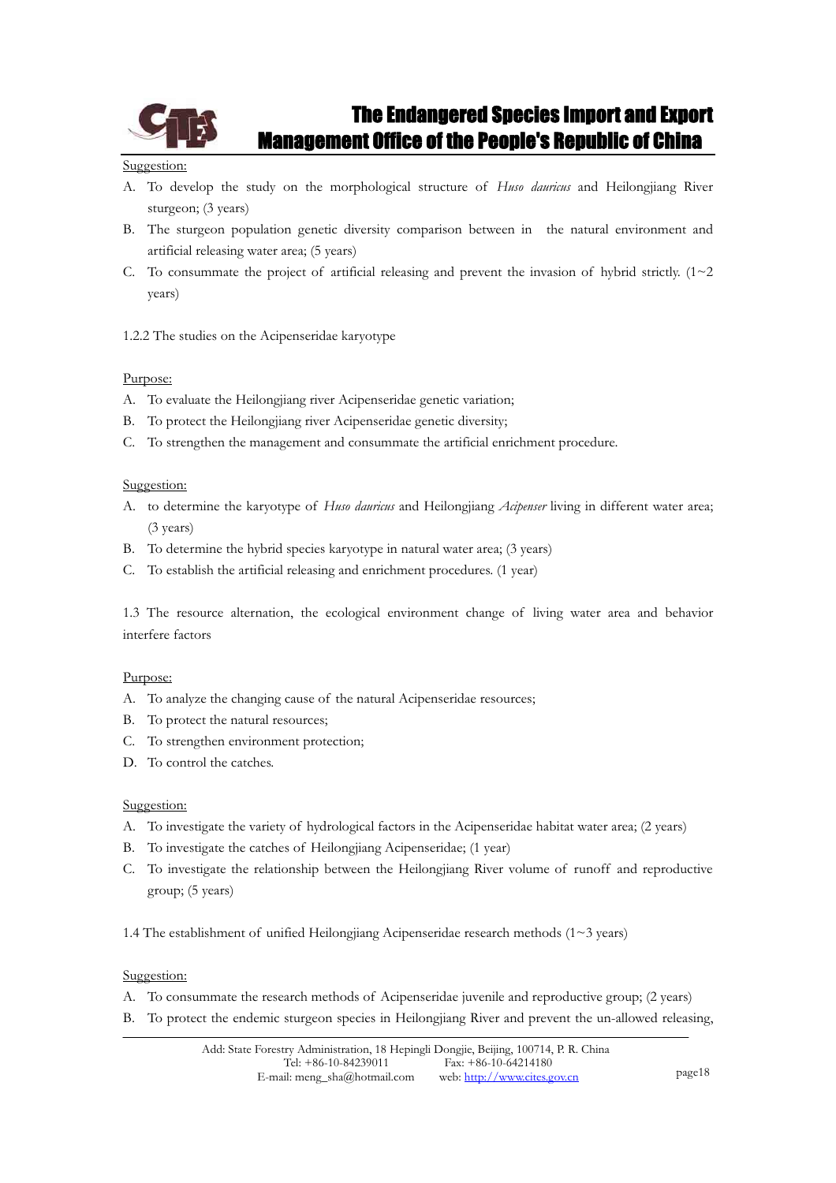Suggestion:

A. To develop the study on the morphological structure of *Huso dauricus* and Heilongjiang River sturgeon; (3 years)
B. The sturgeon population genetic diversity comparison between in the natural environment and artificial releasing water area; (5 years)
C. To consummate the project of artificial releasing and prevent the invasion of hybrid strictly. (1~2 years)

1.2.2 The studies on the Acipenseridae karyotype

Purpose:

A. To evaluate the Heilongjiang river Acipenseridae genetic variation;
B. To protect the Heilongjiang river Acipenseridae genetic diversity;
C. To strengthen the management and consummate the artificial enrichment procedure.

Suggestion:

A. to determine the karyotype of *Huso dauricus* and Heilongjiang *Acipenser* living in different water area; (3 years)
B. To determine the hybrid species karyotype in natural water area; (3 years)
C. To establish the artificial releasing and enrichment procedures. (1 year)

1.3 The resource alternation, the ecological environment change of living water area and behavior interfere factors

Purpose:

A. To analyze the changing cause of the natural Acipenseridae resources;
B. To protect the natural resources;
C. To strengthen environment protection;
D. To control the catches.

Suggestion:

A. To investigate the variety of hydrological factors in the Acipenseridae habitat water area; (2 years)
B. To investigate the catches of Heilongjiang Acipenseridae; (1 year)
C. To investigate the relationship between the Heilongjiang River volume of runoff and reproductive group; (5 years)

1.4 The establishment of unified Heilongjiang Acipenseridae research methods (1~3 years)

Suggestion:

A. To consummate the research methods of Acipenseridae juvenile and reproductive group; (2 years)
B. To protect the endemic sturgeon species in Heilongjiang River and prevent the un-allowed releasing,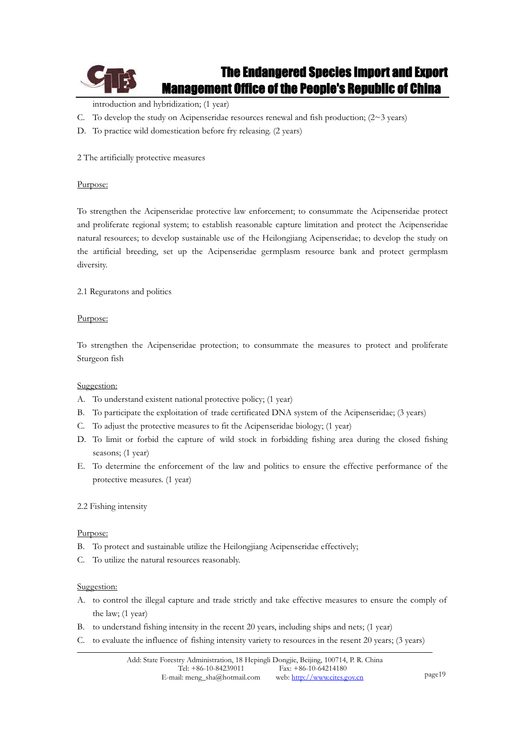introduction and hybridization; (1 year)

C. To develop the study on Acipenseridae resources renewal and fish production; (2~3 years)

D. To practice wild domestication before fry releasing. (2 years)

2 The artificially protective measures

Purpose:

To strengthen the Acipenseridae protective law enforcement; to consummate the Acipenseridae protect and proliferate regional system; to establish reasonable capture limitation and protect the Acipenseridae natural resources; to develop sustainable use of the Heilongjiang Acipenseridae; to develop the study on the artificial breeding, set up the Acipenseridae germplasm resource bank and protect germplasm diversity.

2.1 Reguratons and politics

Purpose:

To strengthen the Acipenseridae protection; to consummate the measures to protect and proliferate Sturgeon fish

Suggestion:

A. To understand existent national protective policy; (1 year)
B. To participate the exploitation of trade certificated DNA system of the Acipenseridae; (3 years)
C. To adjust the protective measures to fit the Acipenseridae biology; (1 year)
D. To limit or forbid the capture of wild stock in forbidding fishing area during the closed fishing seasons; (1 year)
E. To determine the enforcement of the law and politics to ensure the effective performance of the protective measures. (1 year)

2.2 Fishing intensity

Purpose:

B. To protect and sustainable utilize the Heilongjiang Acipenseridae effectively;
C. To utilize the natural resources reasonably.

Suggestion:

A. to control the illegal capture and trade strictly and take effective measures to ensure the comply of the law; (1 year)
B. to understand fishing intensity in the recent 20 years, including ships and nets; (1 year)
C. to evaluate the influence of fishing intensity variety to resources in the resent 20 years; (3 years)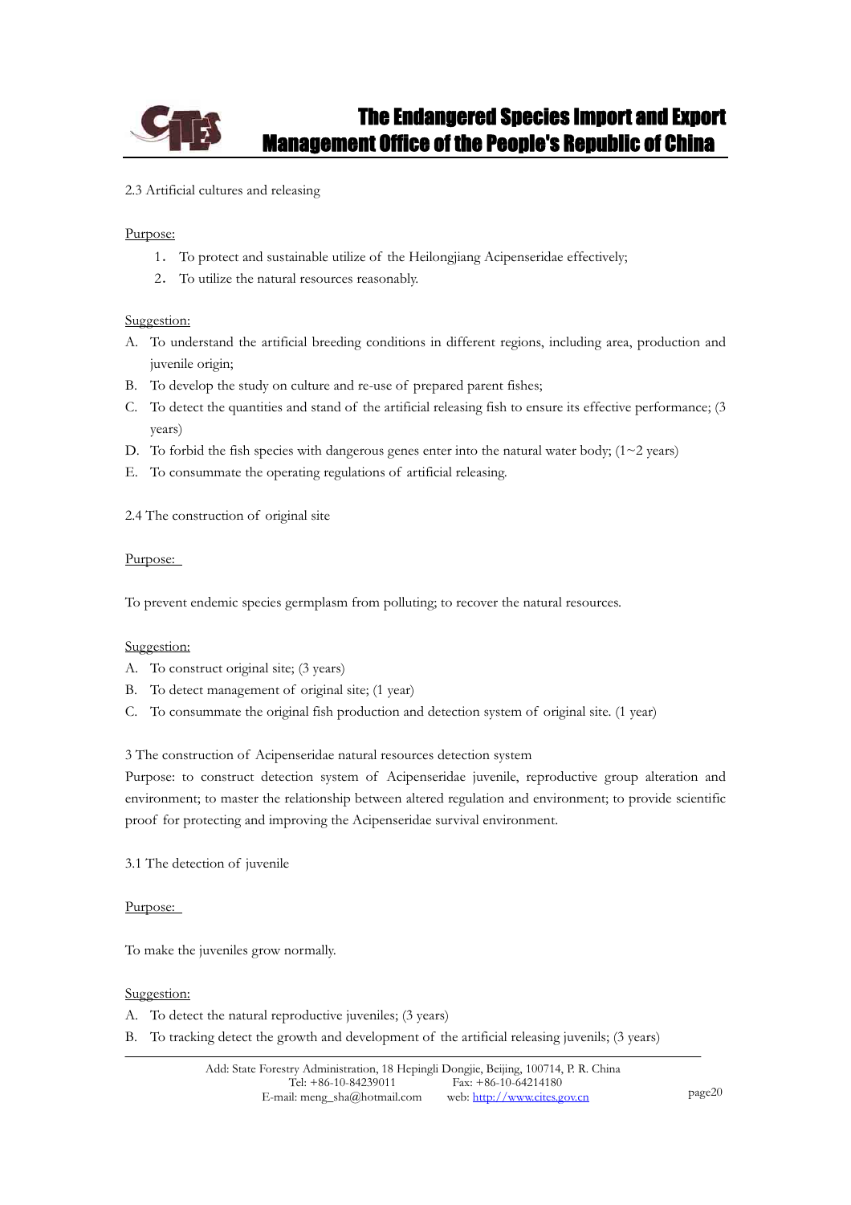2.3 Artificial cultures and releasing

Purpose:

1. To protect and sustainable utilize of the Heilongjiang Acipenseridae effectively;
2. To utilize the natural resources reasonably.

Suggestion:

A. To understand the artificial breeding conditions in different regions, including area, production and juvenile origin;
B. To develop the study on culture and re-use of prepared parent fishes;
C. To detect the quantities and stand of the artificial releasing fish to ensure its effective performance; (3 years)
D. To forbid the fish species with dangerous genes enter into the natural water body; (1~2 years)
E. To consummate the operating regulations of artificial releasing.

2.4 The construction of original site

Purpose:

To prevent endemic species germplasm from polluting; to recover the natural resources.

Suggestion:

A. To construct original site; (3 years)
B. To detect management of original site; (1 year)
C. To consummate the original fish production and detection system of original site. (1 year)

3 The construction of Acipenseridae natural resources detection system

Purpose: to construct detection system of Acipenseridae juvenile, reproductive group alteration and environment; to master the relationship between altered regulation and environment; to provide scientific proof for protecting and improving the Acipenseridae survival environment.

3.1 The detection of juvenile

Purpose:

To make the juveniles grow normally.

Suggestion:

A. To detect the natural reproductive juveniles; (3 years)
B. To tracking detect the growth and development of the artificial releasing juvenils; (3 years)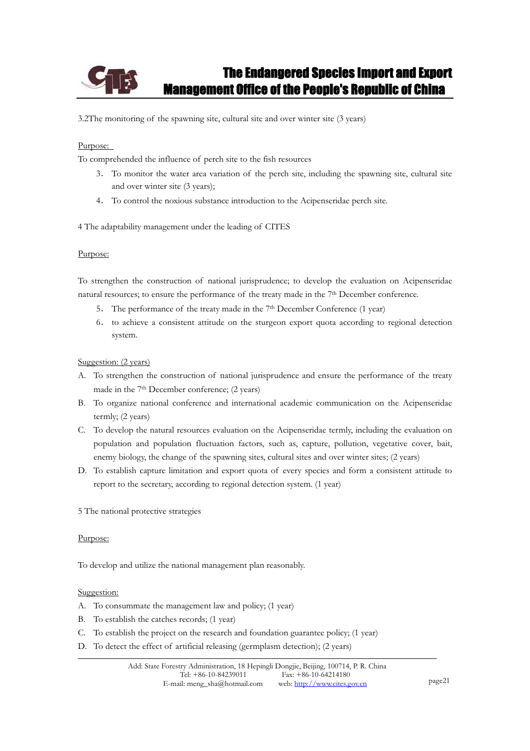3.2The monitoring of the spawning site, cultural site and over winter site (3 years)

Purpose:

To comprehended the influence of perch site to the fish resources

3. To monitor the water area variation of the perch site, including the spawning site, cultural site and over winter site (3 years);
4. To control the noxious substance introduction to the Acipenseridae perch site.

4 The adaptability management under the leading of CITES

Purpose:

To strengthen the construction of national jurisprudence; to develop the evaluation on Acipenseridae natural resources; to ensure the performance of the treaty made in the 7th December conference.

5. The performance of the treaty made in the 7th December Conference (1 year)
6. to achieve a consistent attitude on the sturgeon export quota according to regional detection system.

Suggestion: (2 years)

A. To strengthen the construction of national jurisprudence and ensure the performance of the treaty made in the 7th December conference; (2 years)
B. To organize national conference and international academic communication on the Acipenseridae termly; (2 years)
C. To develop the natural resources evaluation on the Acipenseridae termly, including the evaluation on population and population fluctuation factors, such as, capture, pollution, vegetative cover, bait, enemy biology, the change of the spawning sites, cultural sites and over winter sites; (2 years)
D. To establish capture limitation and export quota of every species and form a consistent attitude to report to the secretary, according to regional detection system. (1 year)

5 The national protective strategies

Purpose:

To develop and utilize the national management plan reasonably.

Suggestion:

A. To consummate the management law and policy; (1 year)
B. To establish the catches records; (1 year)
C. To establish the project on the research and foundation guarantee policy; (1 year)
D. To detect the effect of artificial releasing (germplasm detection); (2 years)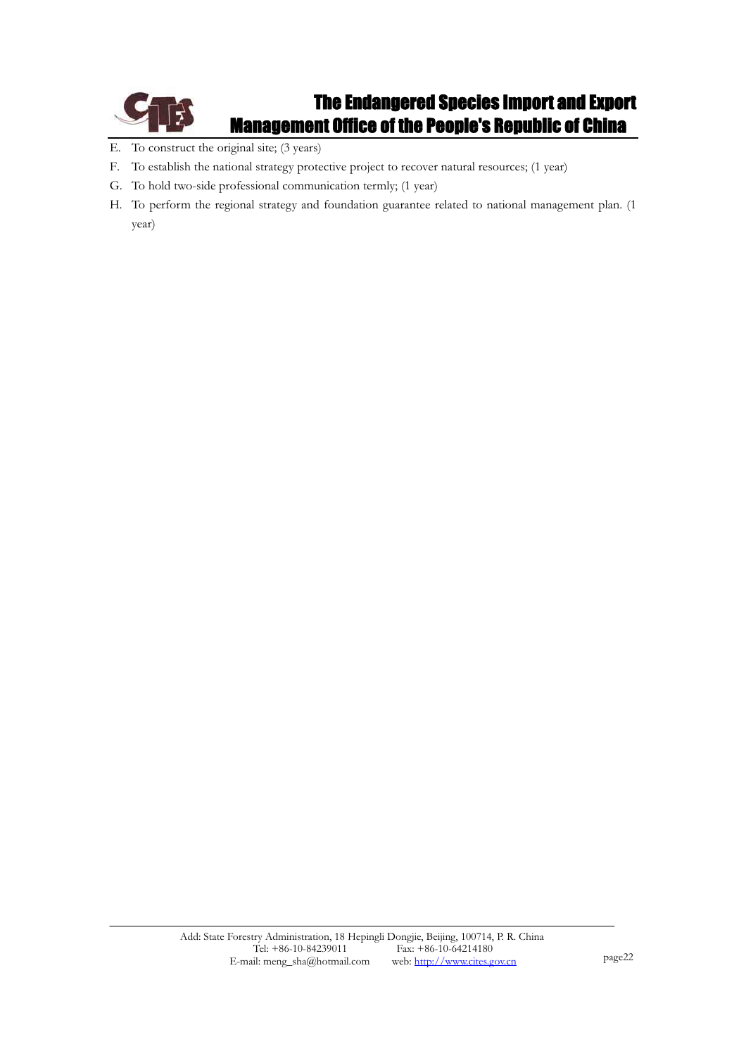E. To construct the original site; (3 years)
F. To establish the national strategy protective project to recover natural resources; (1 year)
G. To hold two-side professional communication termly; (1 year)
H. To perform the regional strategy and foundation guarantee related to national management plan. (1 year)